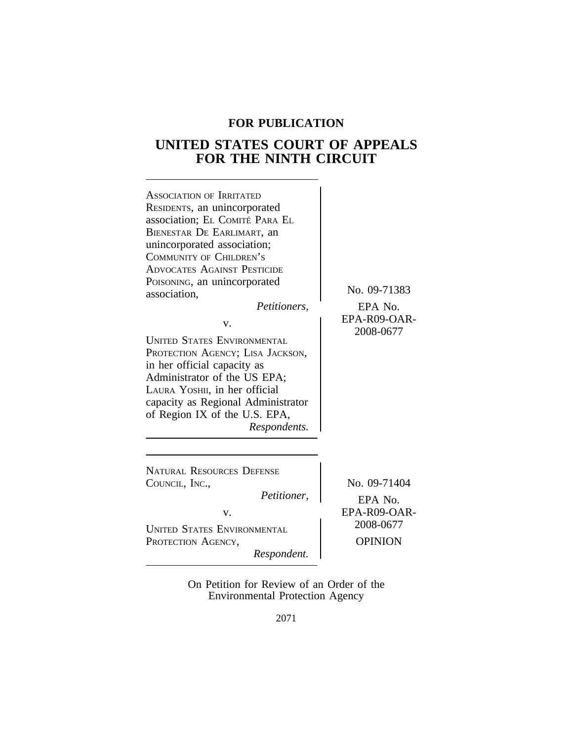**FOR PUBLICATION**

# UNITED STATES COURT OF APPEALS FOR THE NINTH CIRCUIT

ASSOCIATION OF IRRITATED RESIDENTS, an unincorporated association; EL COMITÉ PARA EL BIENESTAR DE EARLIMART, an unincorporated association; COMMUNITY OF CHILDREN'S ADVOCATES AGAINST PESTICIDE POISONING, an unincorporated association,

*Petitioners*,

v.

UNITED STATES ENVIRONMENTAL PROTECTION AGENCY; LISA JACKSON, in her official capacity as Administrator of the US EPA; LAURA YOSHII, in her official capacity as Regional Administrator of Region IX of the U.S. EPA,

*Respondents.*

No. 09-71383

EPA No. EPA-R09-OAR-2008-0677

---

NATURAL RESOURCES DEFENSE COUNCIL, INC.,

*Petitioner*,

v.

UNITED STATES ENVIRONMENTAL PROTECTION AGENCY,

*Respondent.*

No. 09-71404

EPA No. EPA-R09-OAR-2008-0677

OPINION

On Petition for Review of an Order of the Environmental Protection Agency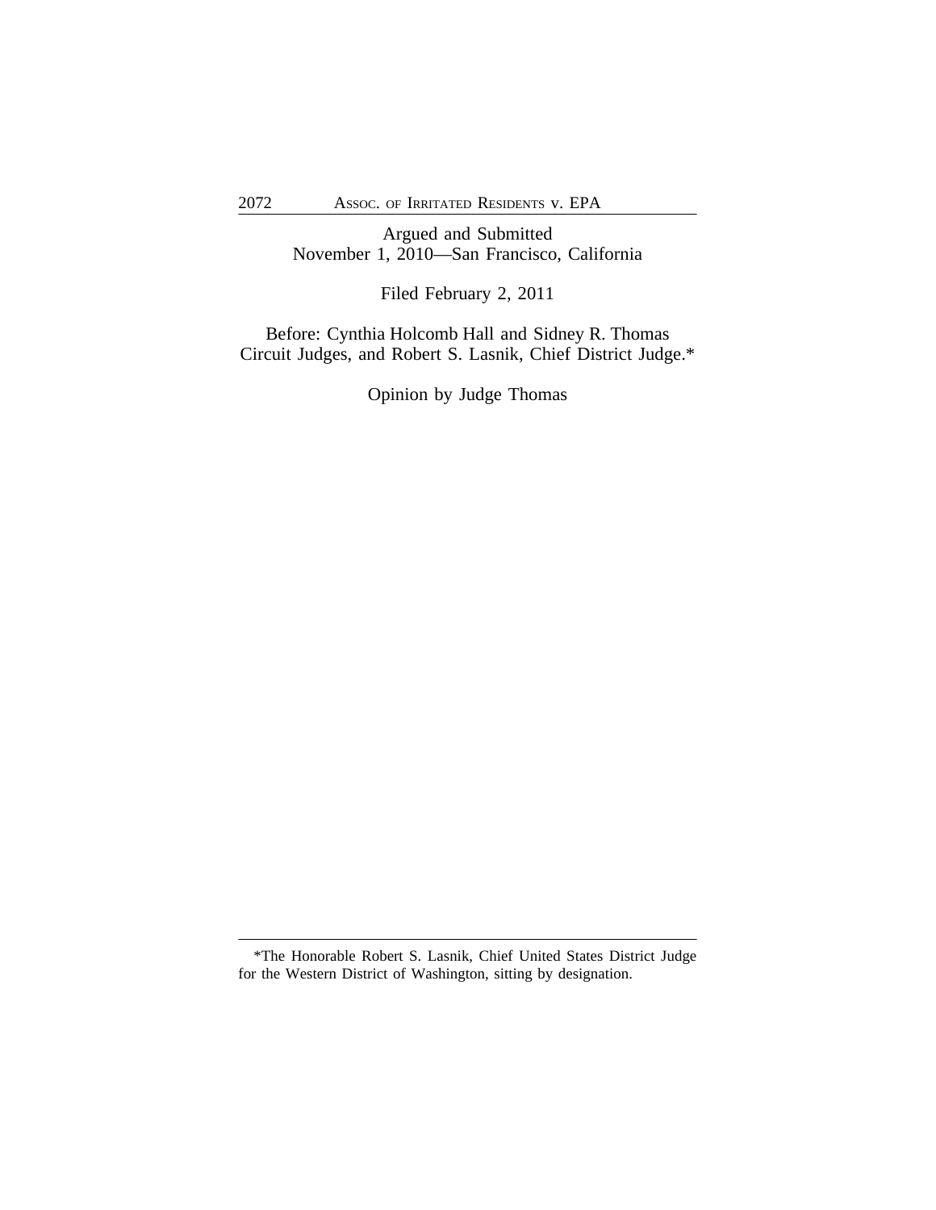Argued and Submitted
November 1, 2010—San Francisco, California

Filed February 2, 2011

Before: Cynthia Holcomb Hall and Sidney R. Thomas
Circuit Judges, and Robert S. Lasnik, Chief District Judge.*

Opinion by Judge Thomas

---

*The Honorable Robert S. Lasnik, Chief United States District Judge for the Western District of Washington, sitting by designation.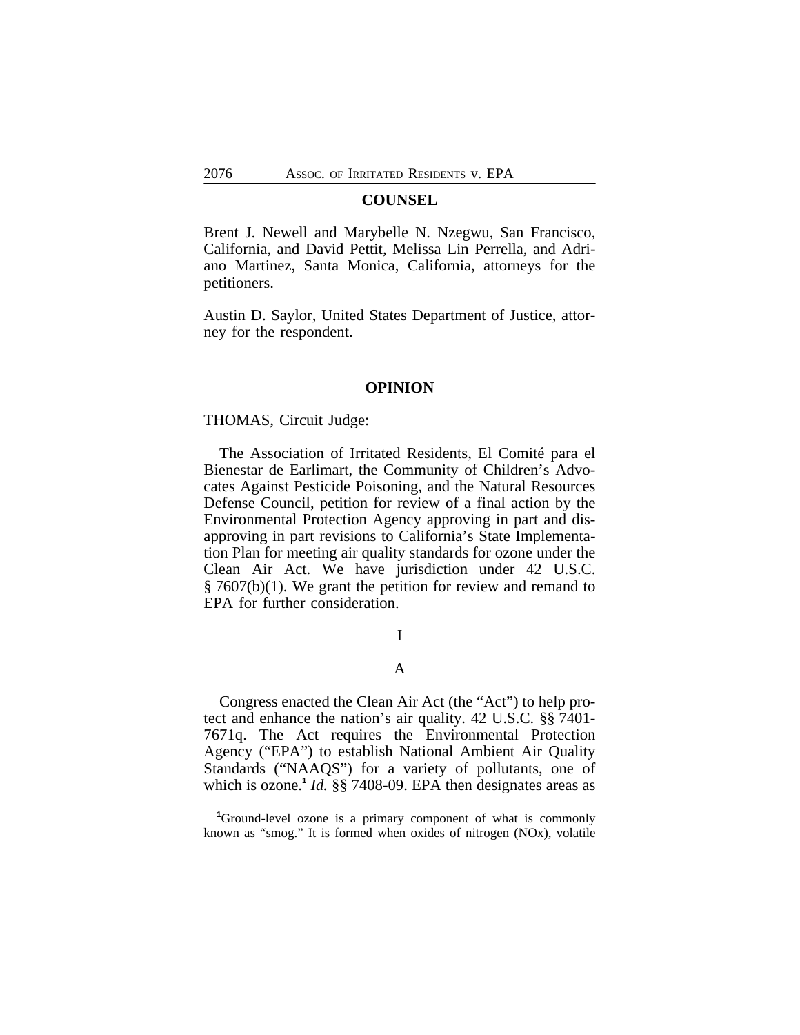## COUNSEL

Brent J. Newell and Marybelle N. Nzegwu, San Francisco, California, and David Pettit, Melissa Lin Perrella, and Adriano Martinez, Santa Monica, California, attorneys for the petitioners.

Austin D. Saylor, United States Department of Justice, attorney for the respondent.

---

## OPINION

THOMAS, Circuit Judge:

The Association of Irritated Residents, El Comité para el Bienestar de Earlimart, the Community of Children's Advocates Against Pesticide Poisoning, and the Natural Resources Defense Council, petition for review of a final action by the Environmental Protection Agency approving in part and disapproving in part revisions to California's State Implementation Plan for meeting air quality standards for ozone under the Clean Air Act. We have jurisdiction under 42 U.S.C. § 7607(b)(1). We grant the petition for review and remand to EPA for further consideration.

I

A

Congress enacted the Clean Air Act (the "Act") to help protect and enhance the nation's air quality. 42 U.S.C. §§ 7401-7671q. The Act requires the Environmental Protection Agency ("EPA") to establish National Ambient Air Quality Standards ("NAAQS") for a variety of pollutants, one of which is ozone.[1] *Id.* §§ 7408-09. EPA then designates areas as

---

[1]Ground-level ozone is a primary component of what is commonly known as "smog." It is formed when oxides of nitrogen (NOx), volatile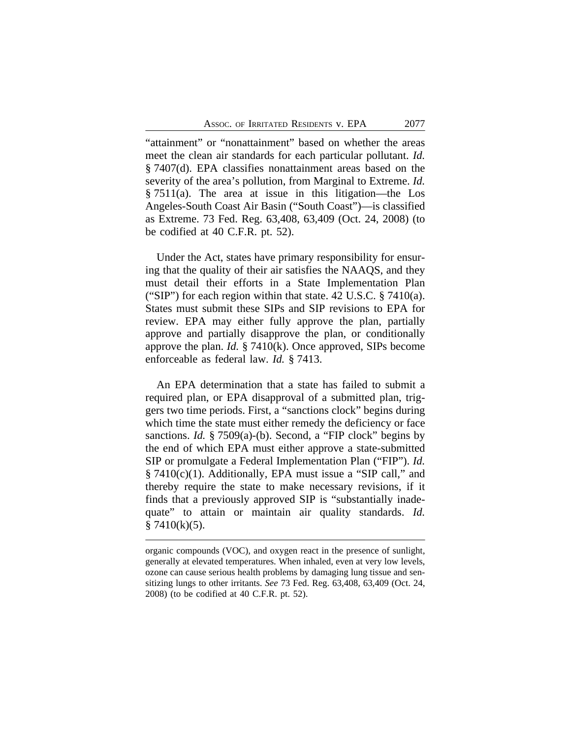"attainment" or "nonattainment" based on whether the areas meet the clean air standards for each particular pollutant. *Id.* § 7407(d). EPA classifies nonattainment areas based on the severity of the area's pollution, from Marginal to Extreme. *Id.* § 7511(a). The area at issue in this litigation—the Los Angeles-South Coast Air Basin ("South Coast")—is classified as Extreme. 73 Fed. Reg. 63,408, 63,409 (Oct. 24, 2008) (to be codified at 40 C.F.R. pt. 52).

Under the Act, states have primary responsibility for ensuring that the quality of their air satisfies the NAAQS, and they must detail their efforts in a State Implementation Plan ("SIP") for each region within that state. 42 U.S.C. § 7410(a). States must submit these SIPs and SIP revisions to EPA for review. EPA may either fully approve the plan, partially approve and partially disapprove the plan, or conditionally approve the plan. *Id.* § 7410(k). Once approved, SIPs become enforceable as federal law. *Id.* § 7413.

An EPA determination that a state has failed to submit a required plan, or EPA disapproval of a submitted plan, triggers two time periods. First, a "sanctions clock" begins during which time the state must either remedy the deficiency or face sanctions. *Id.* § 7509(a)-(b). Second, a "FIP clock" begins by the end of which EPA must either approve a state-submitted SIP or promulgate a Federal Implementation Plan ("FIP"). *Id.* § 7410(c)(1). Additionally, EPA must issue a "SIP call," and thereby require the state to make necessary revisions, if it finds that a previously approved SIP is "substantially inadequate" to attain or maintain air quality standards. *Id.* § 7410(k)(5).

---

organic compounds (VOC), and oxygen react in the presence of sunlight, generally at elevated temperatures. When inhaled, even at very low levels, ozone can cause serious health problems by damaging lung tissue and sensitizing lungs to other irritants. *See* 73 Fed. Reg. 63,408, 63,409 (Oct. 24, 2008) (to be codified at 40 C.F.R. pt. 52).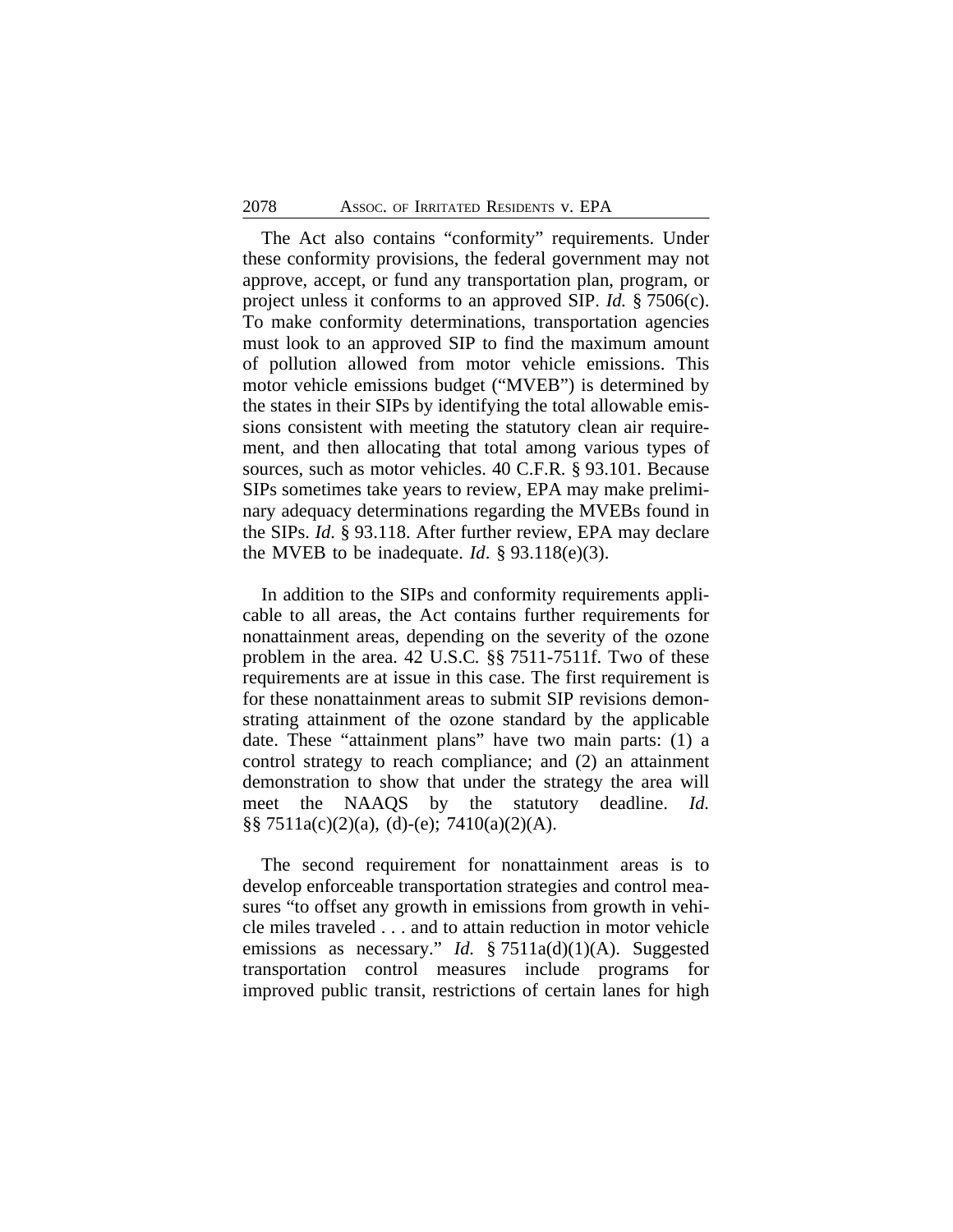The Act also contains "conformity" requirements. Under these conformity provisions, the federal government may not approve, accept, or fund any transportation plan, program, or project unless it conforms to an approved SIP. *Id.* § 7506(c). To make conformity determinations, transportation agencies must look to an approved SIP to find the maximum amount of pollution allowed from motor vehicle emissions. This motor vehicle emissions budget ("MVEB") is determined by the states in their SIPs by identifying the total allowable emissions consistent with meeting the statutory clean air requirement, and then allocating that total among various types of sources, such as motor vehicles. 40 C.F.R. § 93.101. Because SIPs sometimes take years to review, EPA may make preliminary adequacy determinations regarding the MVEBs found in the SIPs. *Id*. § 93.118. After further review, EPA may declare the MVEB to be inadequate. *Id*. § 93.118(e)(3).

In addition to the SIPs and conformity requirements applicable to all areas, the Act contains further requirements for nonattainment areas, depending on the severity of the ozone problem in the area. 42 U.S.C. §§ 7511-7511f. Two of these requirements are at issue in this case. The first requirement is for these nonattainment areas to submit SIP revisions demonstrating attainment of the ozone standard by the applicable date. These "attainment plans" have two main parts: (1) a control strategy to reach compliance; and (2) an attainment demonstration to show that under the strategy the area will meet the NAAQS by the statutory deadline. *Id.* §§ 7511a(c)(2)(a), (d)-(e); 7410(a)(2)(A).

The second requirement for nonattainment areas is to develop enforceable transportation strategies and control measures "to offset any growth in emissions from growth in vehicle miles traveled . . . and to attain reduction in motor vehicle emissions as necessary." *Id.* § 7511a(d)(1)(A). Suggested transportation control measures include programs for improved public transit, restrictions of certain lanes for high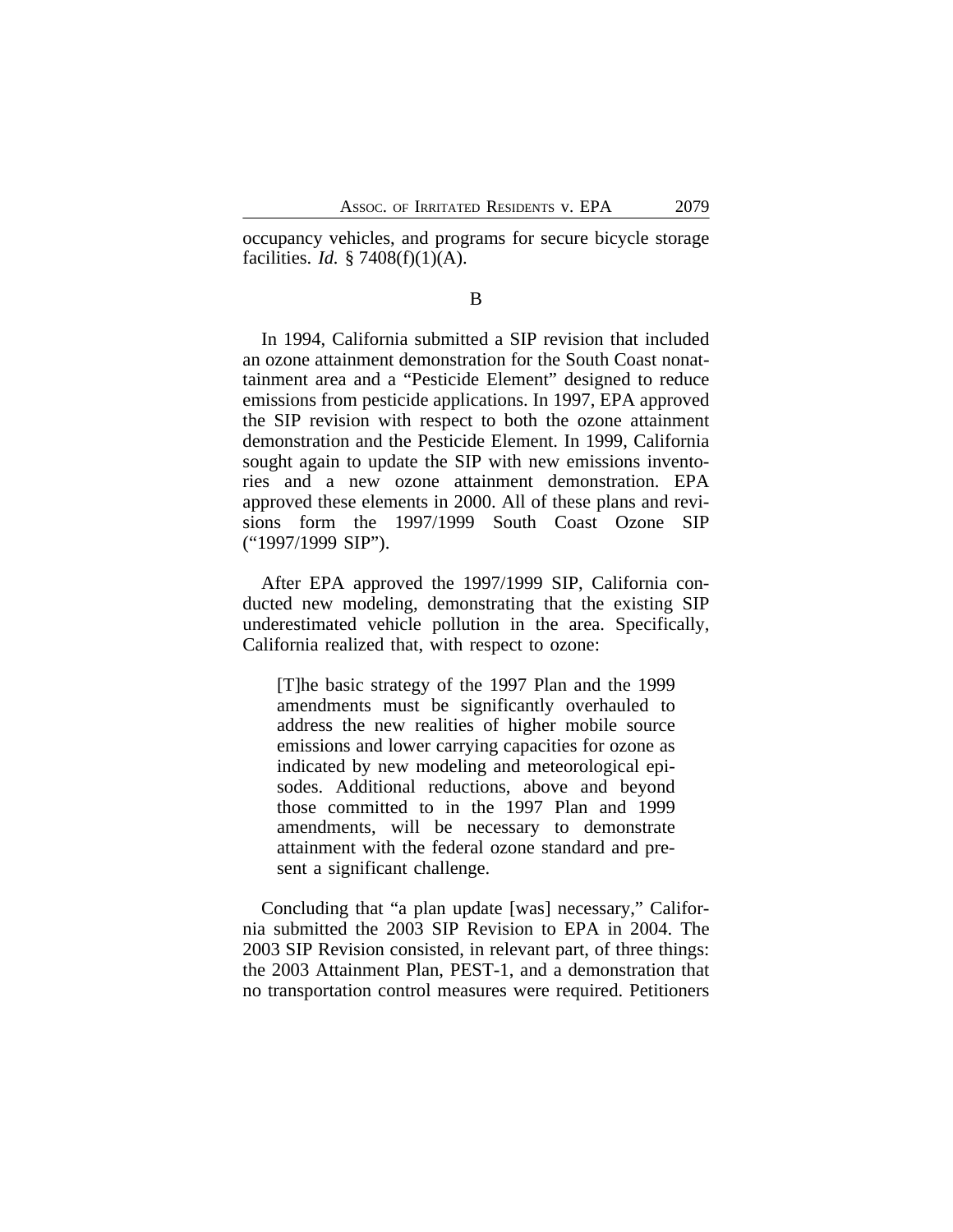occupancy vehicles, and programs for secure bicycle storage facilities. *Id.* § 7408(f)(1)(A).

B

In 1994, California submitted a SIP revision that included an ozone attainment demonstration for the South Coast nonattainment area and a "Pesticide Element" designed to reduce emissions from pesticide applications. In 1997, EPA approved the SIP revision with respect to both the ozone attainment demonstration and the Pesticide Element. In 1999, California sought again to update the SIP with new emissions inventories and a new ozone attainment demonstration. EPA approved these elements in 2000. All of these plans and revisions form the 1997/1999 South Coast Ozone SIP ("1997/1999 SIP").

After EPA approved the 1997/1999 SIP, California conducted new modeling, demonstrating that the existing SIP underestimated vehicle pollution in the area. Specifically, California realized that, with respect to ozone:

> [T]he basic strategy of the 1997 Plan and the 1999 amendments must be significantly overhauled to address the new realities of higher mobile source emissions and lower carrying capacities for ozone as indicated by new modeling and meteorological episodes. Additional reductions, above and beyond those committed to in the 1997 Plan and 1999 amendments, will be necessary to demonstrate attainment with the federal ozone standard and present a significant challenge.

Concluding that "a plan update [was] necessary," California submitted the 2003 SIP Revision to EPA in 2004. The 2003 SIP Revision consisted, in relevant part, of three things: the 2003 Attainment Plan, PEST-1, and a demonstration that no transportation control measures were required. Petitioners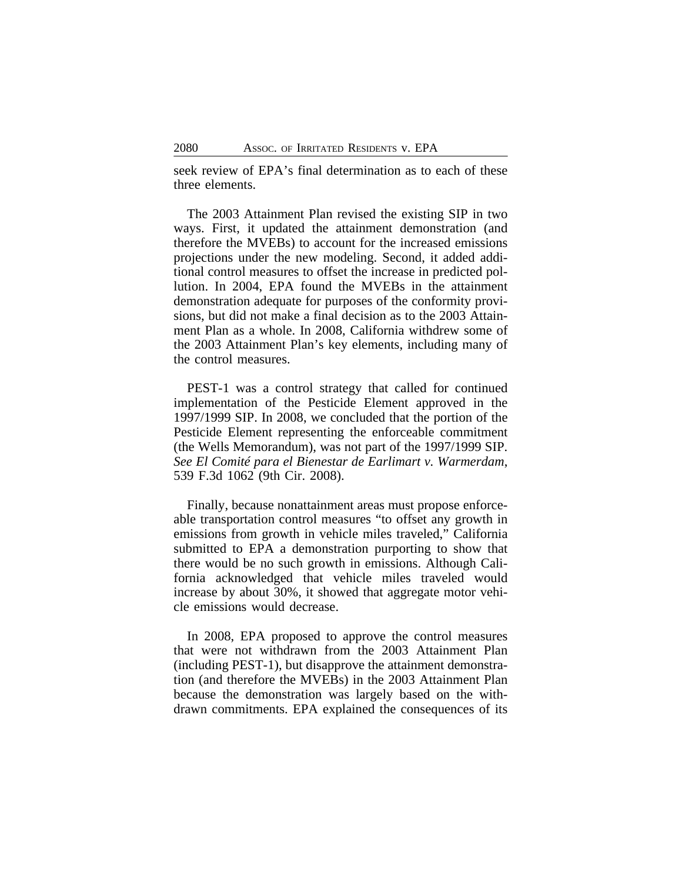seek review of EPA's final determination as to each of these three elements.

The 2003 Attainment Plan revised the existing SIP in two ways. First, it updated the attainment demonstration (and therefore the MVEBs) to account for the increased emissions projections under the new modeling. Second, it added additional control measures to offset the increase in predicted pollution. In 2004, EPA found the MVEBs in the attainment demonstration adequate for purposes of the conformity provisions, but did not make a final decision as to the 2003 Attainment Plan as a whole. In 2008, California withdrew some of the 2003 Attainment Plan's key elements, including many of the control measures.

PEST-1 was a control strategy that called for continued implementation of the Pesticide Element approved in the 1997/1999 SIP. In 2008, we concluded that the portion of the Pesticide Element representing the enforceable commitment (the Wells Memorandum), was not part of the 1997/1999 SIP. *See El Comité para el Bienestar de Earlimart v. Warmerdam*, 539 F.3d 1062 (9th Cir. 2008).

Finally, because nonattainment areas must propose enforceable transportation control measures "to offset any growth in emissions from growth in vehicle miles traveled," California submitted to EPA a demonstration purporting to show that there would be no such growth in emissions. Although California acknowledged that vehicle miles traveled would increase by about 30%, it showed that aggregate motor vehicle emissions would decrease.

In 2008, EPA proposed to approve the control measures that were not withdrawn from the 2003 Attainment Plan (including PEST-1), but disapprove the attainment demonstration (and therefore the MVEBs) in the 2003 Attainment Plan because the demonstration was largely based on the withdrawn commitments. EPA explained the consequences of its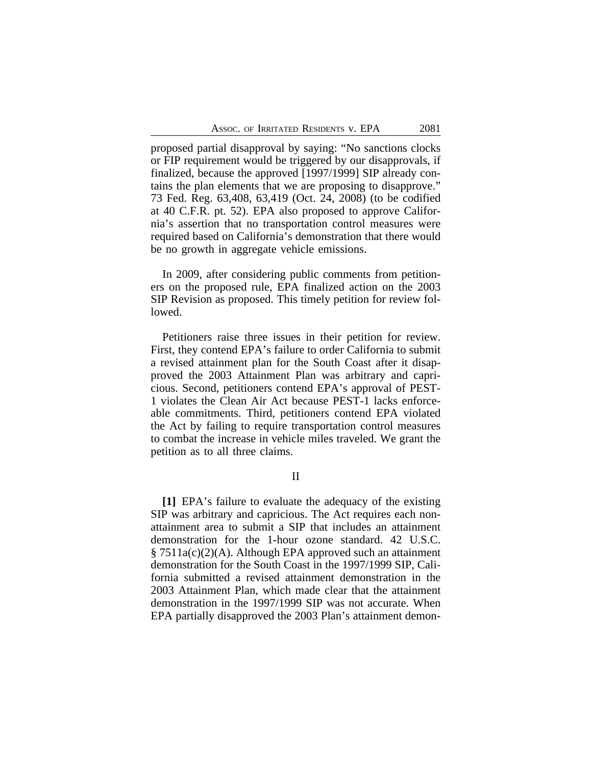proposed partial disapproval by saying: "No sanctions clocks or FIP requirement would be triggered by our disapprovals, if finalized, because the approved [1997/1999] SIP already contains the plan elements that we are proposing to disapprove." 73 Fed. Reg. 63,408, 63,419 (Oct. 24, 2008) (to be codified at 40 C.F.R. pt. 52). EPA also proposed to approve California's assertion that no transportation control measures were required based on California's demonstration that there would be no growth in aggregate vehicle emissions.

In 2009, after considering public comments from petitioners on the proposed rule, EPA finalized action on the 2003 SIP Revision as proposed. This timely petition for review followed.

Petitioners raise three issues in their petition for review. First, they contend EPA's failure to order California to submit a revised attainment plan for the South Coast after it disapproved the 2003 Attainment Plan was arbitrary and capricious. Second, petitioners contend EPA's approval of PEST-1 violates the Clean Air Act because PEST-1 lacks enforceable commitments. Third, petitioners contend EPA violated the Act by failing to require transportation control measures to combat the increase in vehicle miles traveled. We grant the petition as to all three claims.

## II

**[1]** EPA's failure to evaluate the adequacy of the existing SIP was arbitrary and capricious. The Act requires each nonattainment area to submit a SIP that includes an attainment demonstration for the 1-hour ozone standard. 42 U.S.C. § 7511a(c)(2)(A). Although EPA approved such an attainment demonstration for the South Coast in the 1997/1999 SIP, California submitted a revised attainment demonstration in the 2003 Attainment Plan, which made clear that the attainment demonstration in the 1997/1999 SIP was not accurate. When EPA partially disapproved the 2003 Plan's attainment demon-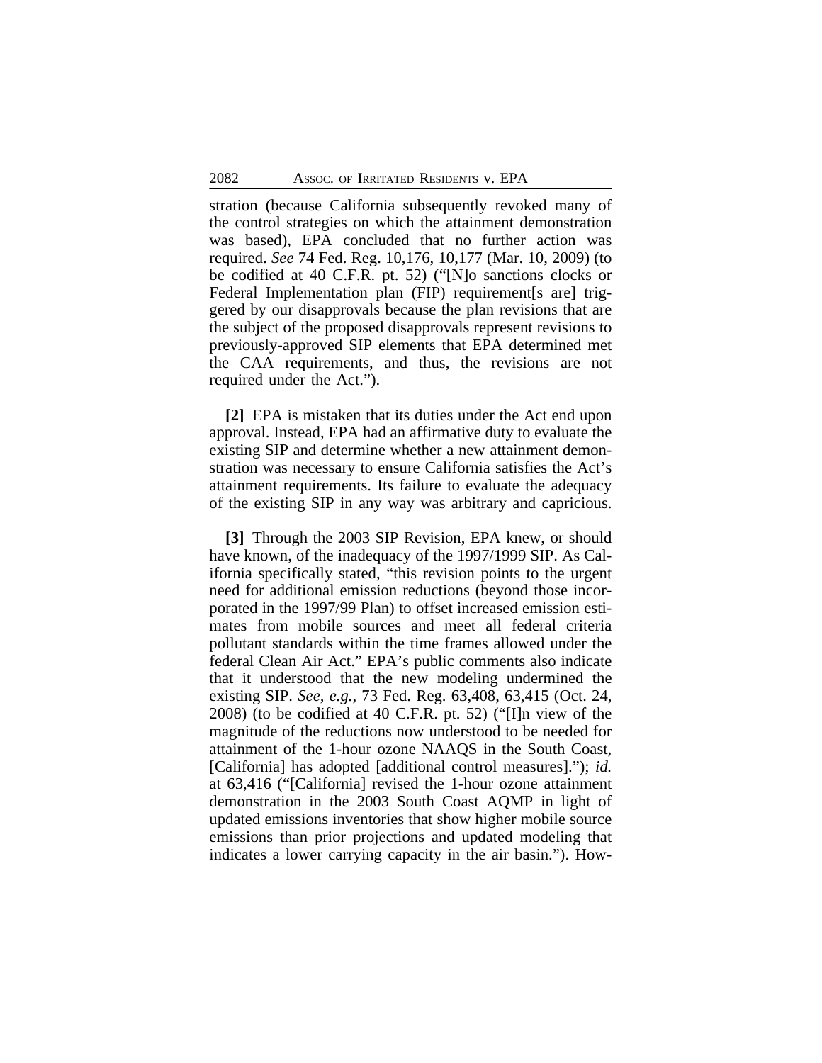stration (because California subsequently revoked many of the control strategies on which the attainment demonstration was based), EPA concluded that no further action was required. *See* 74 Fed. Reg. 10,176, 10,177 (Mar. 10, 2009) (to be codified at 40 C.F.R. pt. 52) ("[N]o sanctions clocks or Federal Implementation plan (FIP) requirement[s are] triggered by our disapprovals because the plan revisions that are the subject of the proposed disapprovals represent revisions to previously-approved SIP elements that EPA determined met the CAA requirements, and thus, the revisions are not required under the Act.").

**[2]** EPA is mistaken that its duties under the Act end upon approval. Instead, EPA had an affirmative duty to evaluate the existing SIP and determine whether a new attainment demonstration was necessary to ensure California satisfies the Act's attainment requirements. Its failure to evaluate the adequacy of the existing SIP in any way was arbitrary and capricious.

**[3]** Through the 2003 SIP Revision, EPA knew, or should have known, of the inadequacy of the 1997/1999 SIP. As California specifically stated, "this revision points to the urgent need for additional emission reductions (beyond those incorporated in the 1997/99 Plan) to offset increased emission estimates from mobile sources and meet all federal criteria pollutant standards within the time frames allowed under the federal Clean Air Act." EPA's public comments also indicate that it understood that the new modeling undermined the existing SIP. *See, e.g.*, 73 Fed. Reg. 63,408, 63,415 (Oct. 24, 2008) (to be codified at 40 C.F.R. pt. 52) ("[I]n view of the magnitude of the reductions now understood to be needed for attainment of the 1-hour ozone NAAQS in the South Coast, [California] has adopted [additional control measures]."); *id.* at 63,416 ("[California] revised the 1-hour ozone attainment demonstration in the 2003 South Coast AQMP in light of updated emissions inventories that show higher mobile source emissions than prior projections and updated modeling that indicates a lower carrying capacity in the air basin."). How-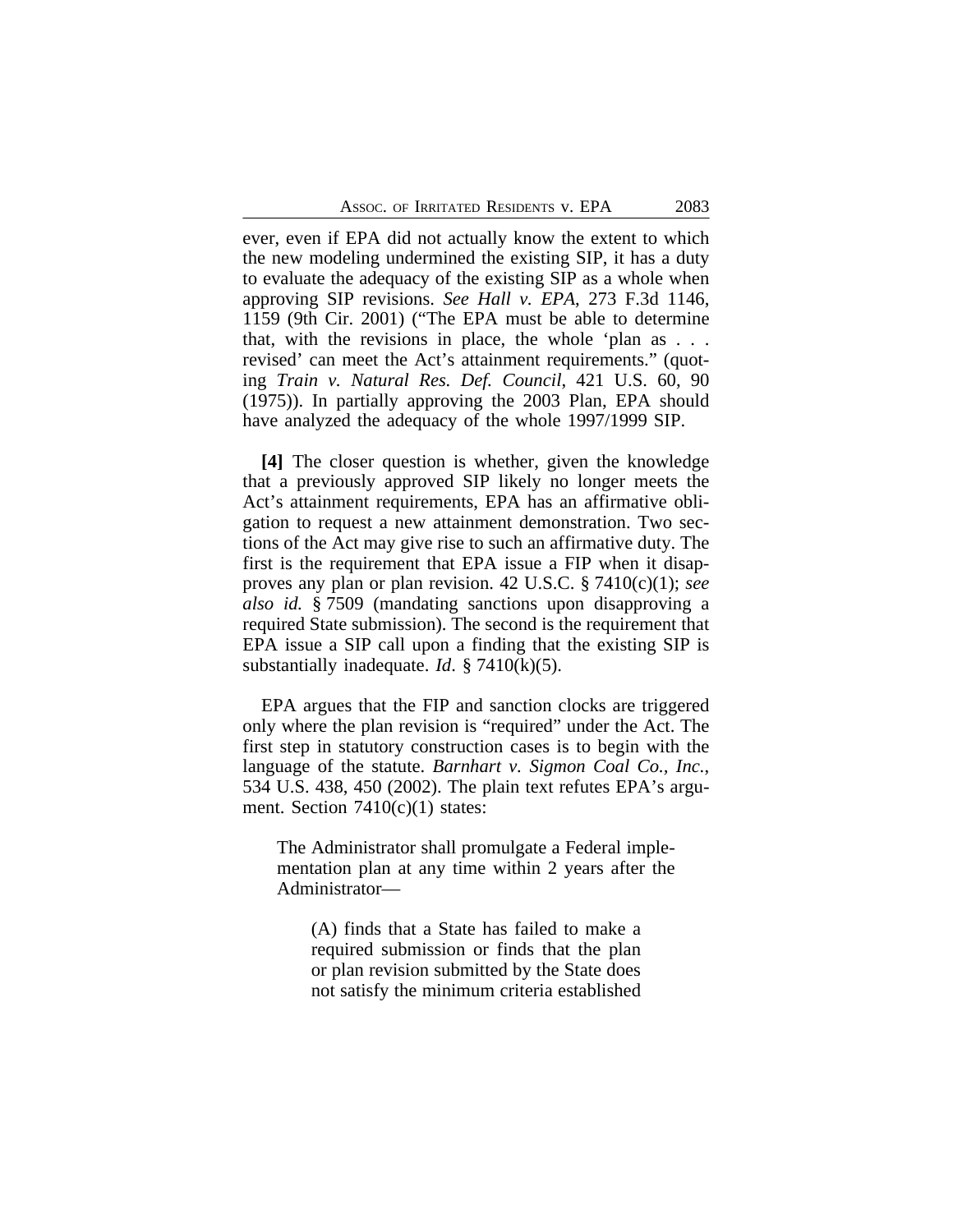ever, even if EPA did not actually know the extent to which the new modeling undermined the existing SIP, it has a duty to evaluate the adequacy of the existing SIP as a whole when approving SIP revisions. *See Hall v. EPA*, 273 F.3d 1146, 1159 (9th Cir. 2001) ("The EPA must be able to determine that, with the revisions in place, the whole 'plan as . . . revised' can meet the Act's attainment requirements." (quoting *Train v. Natural Res. Def. Council*, 421 U.S. 60, 90 (1975)). In partially approving the 2003 Plan, EPA should have analyzed the adequacy of the whole 1997/1999 SIP.

**[4]** The closer question is whether, given the knowledge that a previously approved SIP likely no longer meets the Act's attainment requirements, EPA has an affirmative obligation to request a new attainment demonstration. Two sections of the Act may give rise to such an affirmative duty. The first is the requirement that EPA issue a FIP when it disapproves any plan or plan revision. 42 U.S.C. § 7410(c)(1); *see also id.* § 7509 (mandating sanctions upon disapproving a required State submission). The second is the requirement that EPA issue a SIP call upon a finding that the existing SIP is substantially inadequate. *Id*. § 7410(k)(5).

EPA argues that the FIP and sanction clocks are triggered only where the plan revision is "required" under the Act. The first step in statutory construction cases is to begin with the language of the statute. *Barnhart v. Sigmon Coal Co., Inc.*, 534 U.S. 438, 450 (2002). The plain text refutes EPA's argument. Section 7410(c)(1) states:

> The Administrator shall promulgate a Federal implementation plan at any time within 2 years after the Administrator—
>
> > (A) finds that a State has failed to make a required submission or finds that the plan or plan revision submitted by the State does not satisfy the minimum criteria established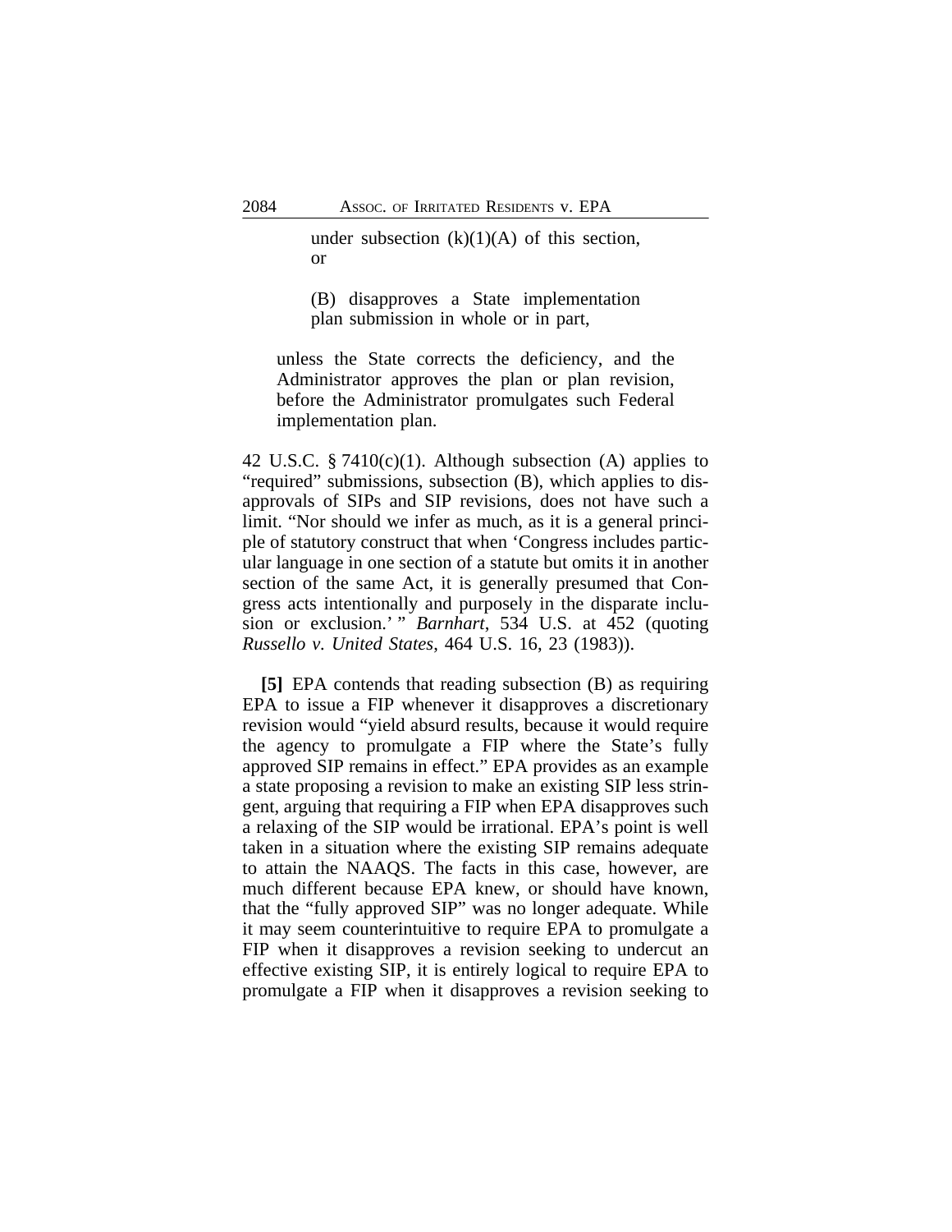> under subsection (k)(1)(A) of this section, or
>
> (B) disapproves a State implementation plan submission in whole or in part,
>
> unless the State corrects the deficiency, and the Administrator approves the plan or plan revision, before the Administrator promulgates such Federal implementation plan.

42 U.S.C. § 7410(c)(1). Although subsection (A) applies to "required" submissions, subsection (B), which applies to disapprovals of SIPs and SIP revisions, does not have such a limit. "Nor should we infer as much, as it is a general principle of statutory construct that when 'Congress includes particular language in one section of a statute but omits it in another section of the same Act, it is generally presumed that Congress acts intentionally and purposely in the disparate inclusion or exclusion.' " *Barnhart*, 534 U.S. at 452 (quoting *Russello v. United States*, 464 U.S. 16, 23 (1983)).

**[5]** EPA contends that reading subsection (B) as requiring EPA to issue a FIP whenever it disapproves a discretionary revision would "yield absurd results, because it would require the agency to promulgate a FIP where the State's fully approved SIP remains in effect." EPA provides as an example a state proposing a revision to make an existing SIP less stringent, arguing that requiring a FIP when EPA disapproves such a relaxing of the SIP would be irrational. EPA's point is well taken in a situation where the existing SIP remains adequate to attain the NAAQS. The facts in this case, however, are much different because EPA knew, or should have known, that the "fully approved SIP" was no longer adequate. While it may seem counterintuitive to require EPA to promulgate a FIP when it disapproves a revision seeking to undercut an effective existing SIP, it is entirely logical to require EPA to promulgate a FIP when it disapproves a revision seeking to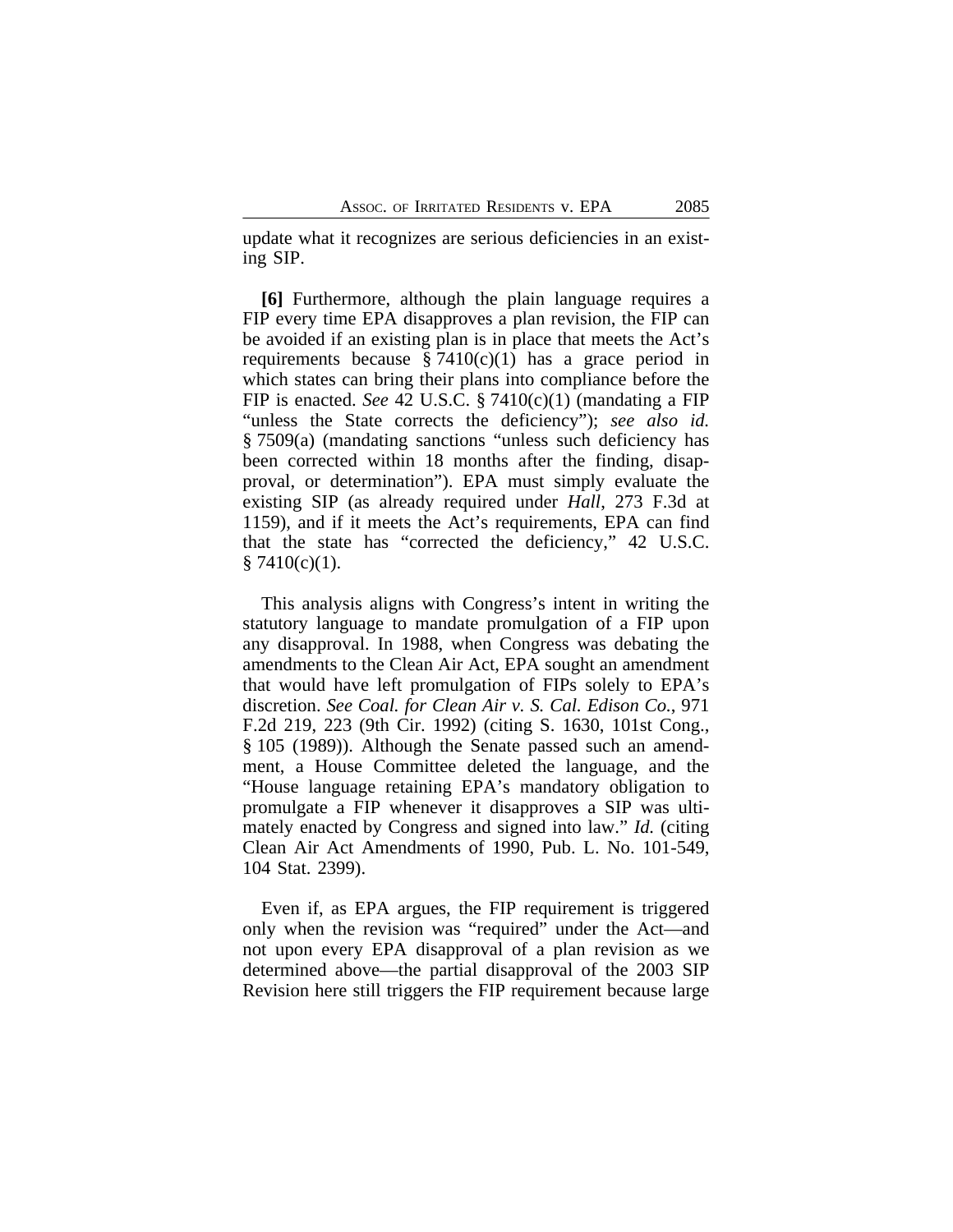update what it recognizes are serious deficiencies in an existing SIP.

**[6]** Furthermore, although the plain language requires a FIP every time EPA disapproves a plan revision, the FIP can be avoided if an existing plan is in place that meets the Act's requirements because § 7410(c)(1) has a grace period in which states can bring their plans into compliance before the FIP is enacted. *See* 42 U.S.C. § 7410(c)(1) (mandating a FIP "unless the State corrects the deficiency"); *see also id.* § 7509(a) (mandating sanctions "unless such deficiency has been corrected within 18 months after the finding, disapproval, or determination"). EPA must simply evaluate the existing SIP (as already required under *Hall*, 273 F.3d at 1159), and if it meets the Act's requirements, EPA can find that the state has "corrected the deficiency," 42 U.S.C. § 7410(c)(1).

This analysis aligns with Congress's intent in writing the statutory language to mandate promulgation of a FIP upon any disapproval. In 1988, when Congress was debating the amendments to the Clean Air Act, EPA sought an amendment that would have left promulgation of FIPs solely to EPA's discretion. *See Coal. for Clean Air v. S. Cal. Edison Co.*, 971 F.2d 219, 223 (9th Cir. 1992) (citing S. 1630, 101st Cong., § 105 (1989)). Although the Senate passed such an amendment, a House Committee deleted the language, and the "House language retaining EPA's mandatory obligation to promulgate a FIP whenever it disapproves a SIP was ultimately enacted by Congress and signed into law." *Id.* (citing Clean Air Act Amendments of 1990, Pub. L. No. 101-549, 104 Stat. 2399).

Even if, as EPA argues, the FIP requirement is triggered only when the revision was "required" under the Act—and not upon every EPA disapproval of a plan revision as we determined above—the partial disapproval of the 2003 SIP Revision here still triggers the FIP requirement because large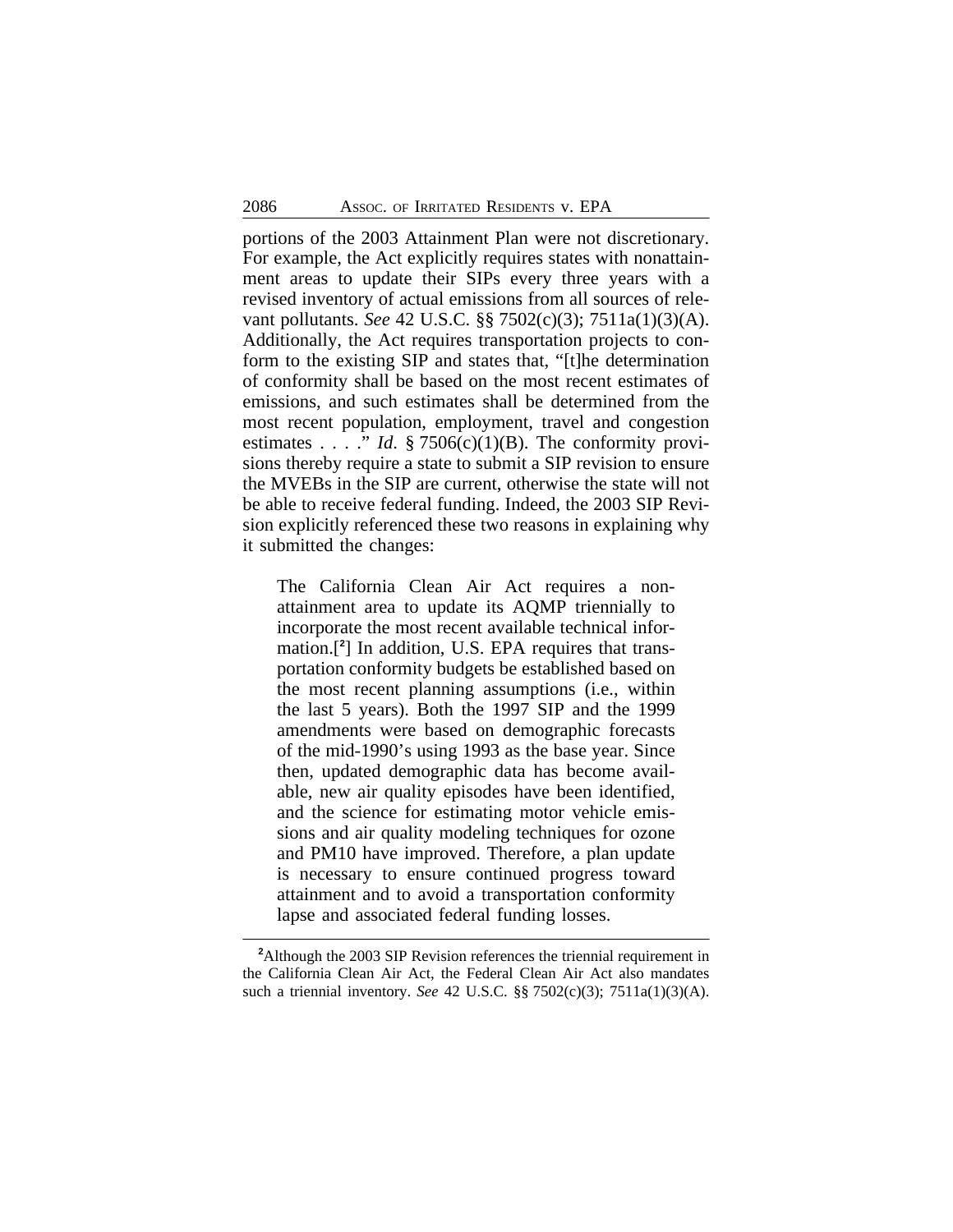portions of the 2003 Attainment Plan were not discretionary. For example, the Act explicitly requires states with nonattainment areas to update their SIPs every three years with a revised inventory of actual emissions from all sources of relevant pollutants. *See* 42 U.S.C. §§ 7502(c)(3); 7511a(1)(3)(A). Additionally, the Act requires transportation projects to conform to the existing SIP and states that, "[t]he determination of conformity shall be based on the most recent estimates of emissions, and such estimates shall be determined from the most recent population, employment, travel and congestion estimates . . . ." *Id.* § 7506(c)(1)(B). The conformity provisions thereby require a state to submit a SIP revision to ensure the MVEBs in the SIP are current, otherwise the state will not be able to receive federal funding. Indeed, the 2003 SIP Revision explicitly referenced these two reasons in explaining why it submitted the changes:

> The California Clean Air Act requires a nonattainment area to update its AQMP triennially to incorporate the most recent available technical information.[2] In addition, U.S. EPA requires that transportation conformity budgets be established based on the most recent planning assumptions (i.e., within the last 5 years). Both the 1997 SIP and the 1999 amendments were based on demographic forecasts of the mid-1990's using 1993 as the base year. Since then, updated demographic data has become available, new air quality episodes have been identified, and the science for estimating motor vehicle emissions and air quality modeling techniques for ozone and PM10 have improved. Therefore, a plan update is necessary to ensure continued progress toward attainment and to avoid a transportation conformity lapse and associated federal funding losses.

[2]Although the 2003 SIP Revision references the triennial requirement in the California Clean Air Act, the Federal Clean Air Act also mandates such a triennial inventory. *See* 42 U.S.C. §§ 7502(c)(3); 7511a(1)(3)(A).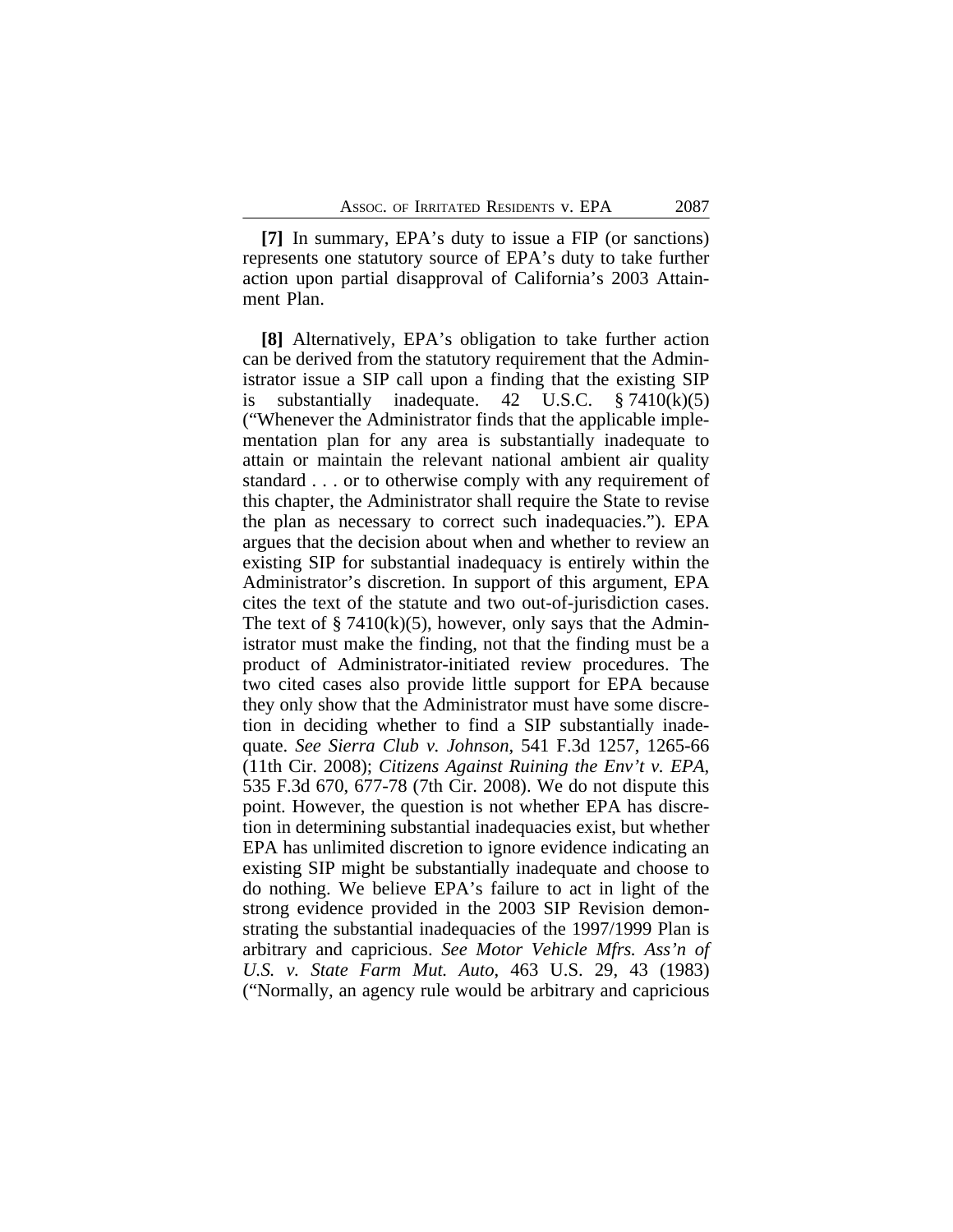**[7]** In summary, EPA's duty to issue a FIP (or sanctions) represents one statutory source of EPA's duty to take further action upon partial disapproval of California's 2003 Attainment Plan.

**[8]** Alternatively, EPA's obligation to take further action can be derived from the statutory requirement that the Administrator issue a SIP call upon a finding that the existing SIP is substantially inadequate. 42 U.S.C. § 7410(k)(5) ("Whenever the Administrator finds that the applicable implementation plan for any area is substantially inadequate to attain or maintain the relevant national ambient air quality standard . . . or to otherwise comply with any requirement of this chapter, the Administrator shall require the State to revise the plan as necessary to correct such inadequacies."). EPA argues that the decision about when and whether to review an existing SIP for substantial inadequacy is entirely within the Administrator's discretion. In support of this argument, EPA cites the text of the statute and two out-of-jurisdiction cases. The text of § 7410(k)(5), however, only says that the Administrator must make the finding, not that the finding must be a product of Administrator-initiated review procedures. The two cited cases also provide little support for EPA because they only show that the Administrator must have some discretion in deciding whether to find a SIP substantially inadequate. *See Sierra Club v. Johnson*, 541 F.3d 1257, 1265-66 (11th Cir. 2008); *Citizens Against Ruining the Env't v. EPA*, 535 F.3d 670, 677-78 (7th Cir. 2008). We do not dispute this point. However, the question is not whether EPA has discretion in determining substantial inadequacies exist, but whether EPA has unlimited discretion to ignore evidence indicating an existing SIP might be substantially inadequate and choose to do nothing. We believe EPA's failure to act in light of the strong evidence provided in the 2003 SIP Revision demonstrating the substantial inadequacies of the 1997/1999 Plan is arbitrary and capricious. *See Motor Vehicle Mfrs. Ass'n of U.S. v. State Farm Mut. Auto*, 463 U.S. 29, 43 (1983) ("Normally, an agency rule would be arbitrary and capricious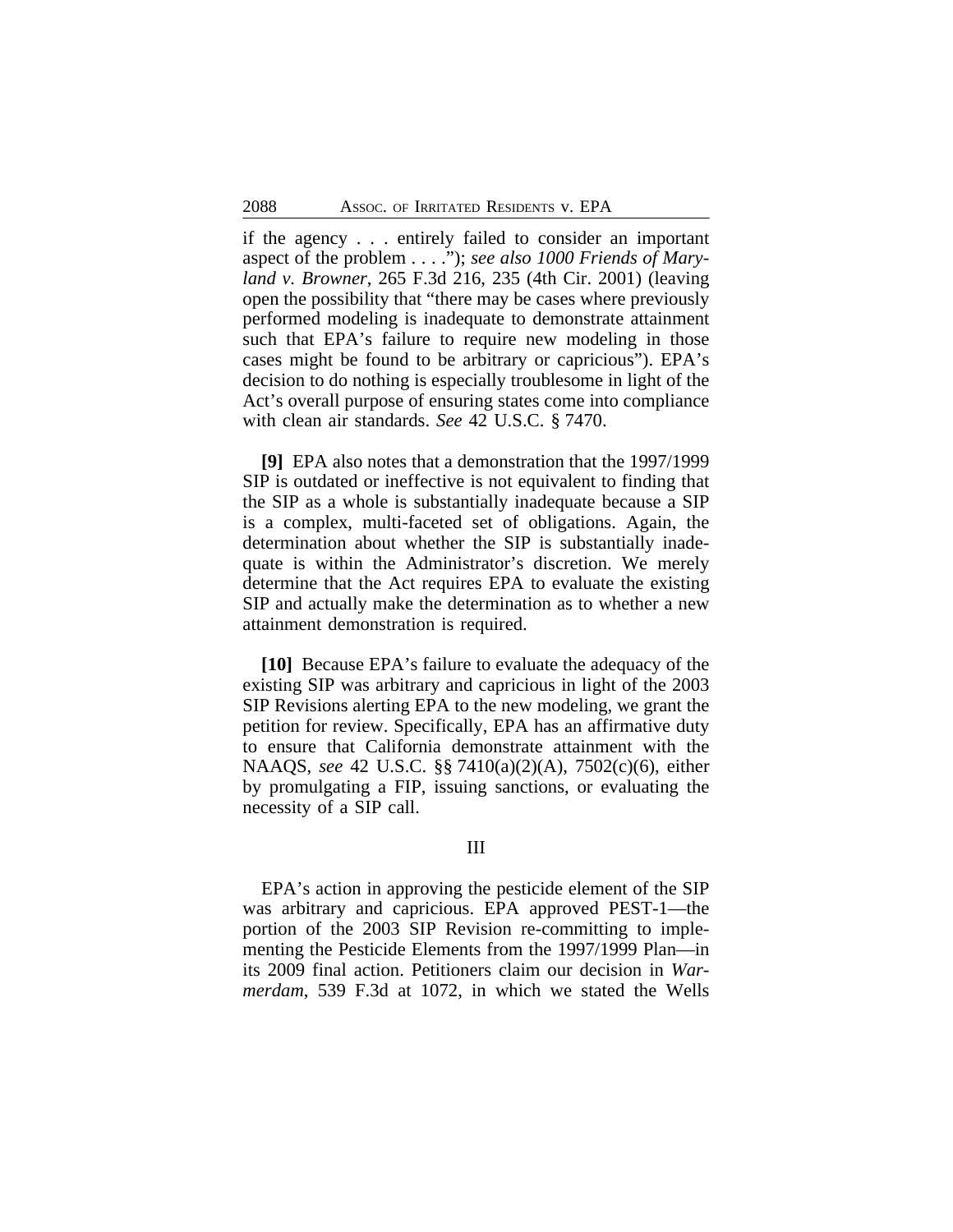if the agency . . . entirely failed to consider an important aspect of the problem . . . ."); *see also 1000 Friends of Maryland v. Browner*, 265 F.3d 216, 235 (4th Cir. 2001) (leaving open the possibility that "there may be cases where previously performed modeling is inadequate to demonstrate attainment such that EPA's failure to require new modeling in those cases might be found to be arbitrary or capricious"). EPA's decision to do nothing is especially troublesome in light of the Act's overall purpose of ensuring states come into compliance with clean air standards. *See* 42 U.S.C. § 7470.

**[9]** EPA also notes that a demonstration that the 1997/1999 SIP is outdated or ineffective is not equivalent to finding that the SIP as a whole is substantially inadequate because a SIP is a complex, multi-faceted set of obligations. Again, the determination about whether the SIP is substantially inadequate is within the Administrator's discretion. We merely determine that the Act requires EPA to evaluate the existing SIP and actually make the determination as to whether a new attainment demonstration is required.

**[10]** Because EPA's failure to evaluate the adequacy of the existing SIP was arbitrary and capricious in light of the 2003 SIP Revisions alerting EPA to the new modeling, we grant the petition for review. Specifically, EPA has an affirmative duty to ensure that California demonstrate attainment with the NAAQS, *see* 42 U.S.C. §§ 7410(a)(2)(A), 7502(c)(6), either by promulgating a FIP, issuing sanctions, or evaluating the necessity of a SIP call.

## III

EPA's action in approving the pesticide element of the SIP was arbitrary and capricious. EPA approved PEST-1—the portion of the 2003 SIP Revision re-committing to implementing the Pesticide Elements from the 1997/1999 Plan—in its 2009 final action. Petitioners claim our decision in *Warmerdam*, 539 F.3d at 1072, in which we stated the Wells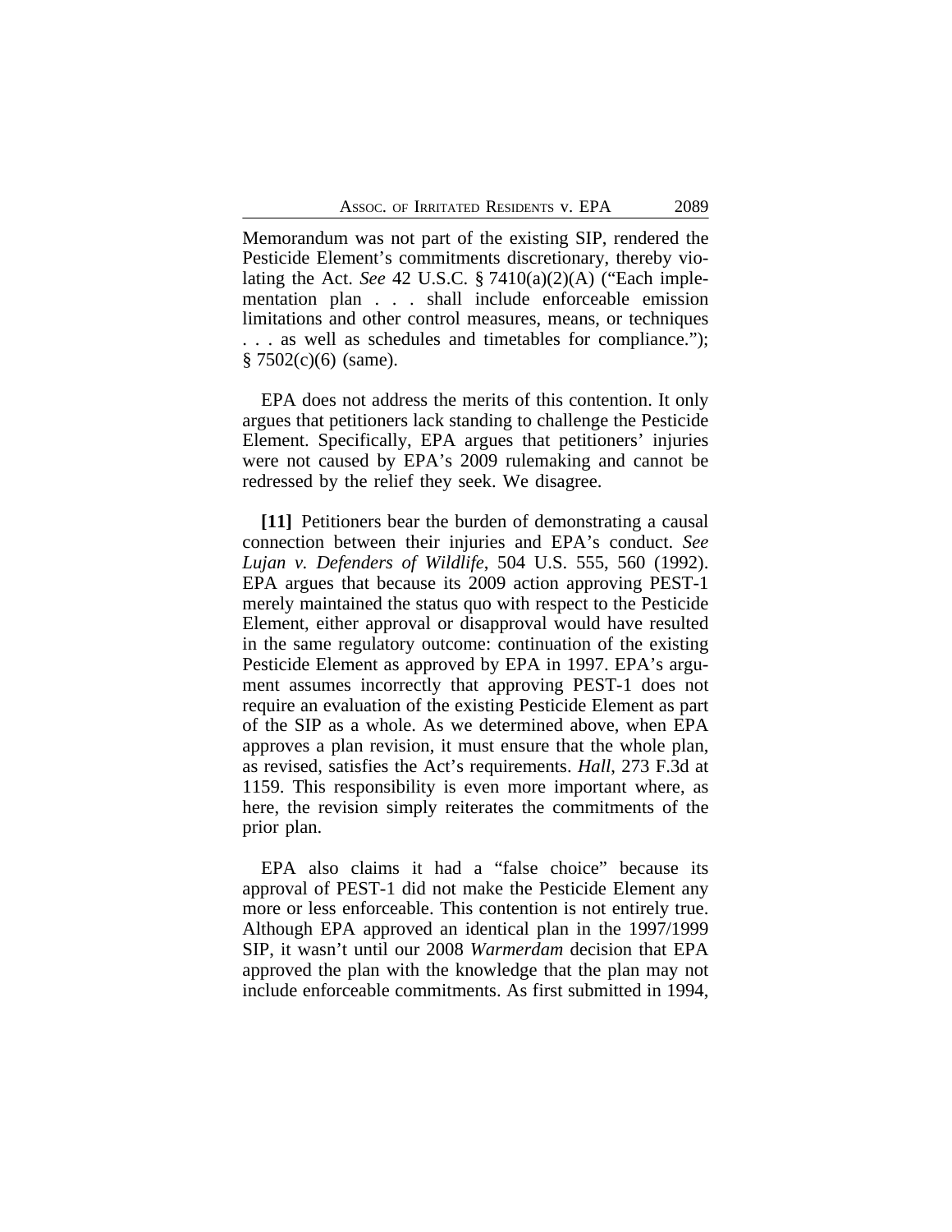Memorandum was not part of the existing SIP, rendered the Pesticide Element's commitments discretionary, thereby violating the Act. *See* 42 U.S.C. § 7410(a)(2)(A) ("Each implementation plan . . . shall include enforceable emission limitations and other control measures, means, or techniques . . . as well as schedules and timetables for compliance."); § 7502(c)(6) (same).

EPA does not address the merits of this contention. It only argues that petitioners lack standing to challenge the Pesticide Element. Specifically, EPA argues that petitioners' injuries were not caused by EPA's 2009 rulemaking and cannot be redressed by the relief they seek. We disagree.

**[11]** Petitioners bear the burden of demonstrating a causal connection between their injuries and EPA's conduct. *See Lujan v. Defenders of Wildlife*, 504 U.S. 555, 560 (1992). EPA argues that because its 2009 action approving PEST-1 merely maintained the status quo with respect to the Pesticide Element, either approval or disapproval would have resulted in the same regulatory outcome: continuation of the existing Pesticide Element as approved by EPA in 1997. EPA's argument assumes incorrectly that approving PEST-1 does not require an evaluation of the existing Pesticide Element as part of the SIP as a whole. As we determined above, when EPA approves a plan revision, it must ensure that the whole plan, as revised, satisfies the Act's requirements. *Hall*, 273 F.3d at 1159. This responsibility is even more important where, as here, the revision simply reiterates the commitments of the prior plan.

EPA also claims it had a "false choice" because its approval of PEST-1 did not make the Pesticide Element any more or less enforceable. This contention is not entirely true. Although EPA approved an identical plan in the 1997/1999 SIP, it wasn't until our 2008 *Warmerdam* decision that EPA approved the plan with the knowledge that the plan may not include enforceable commitments. As first submitted in 1994,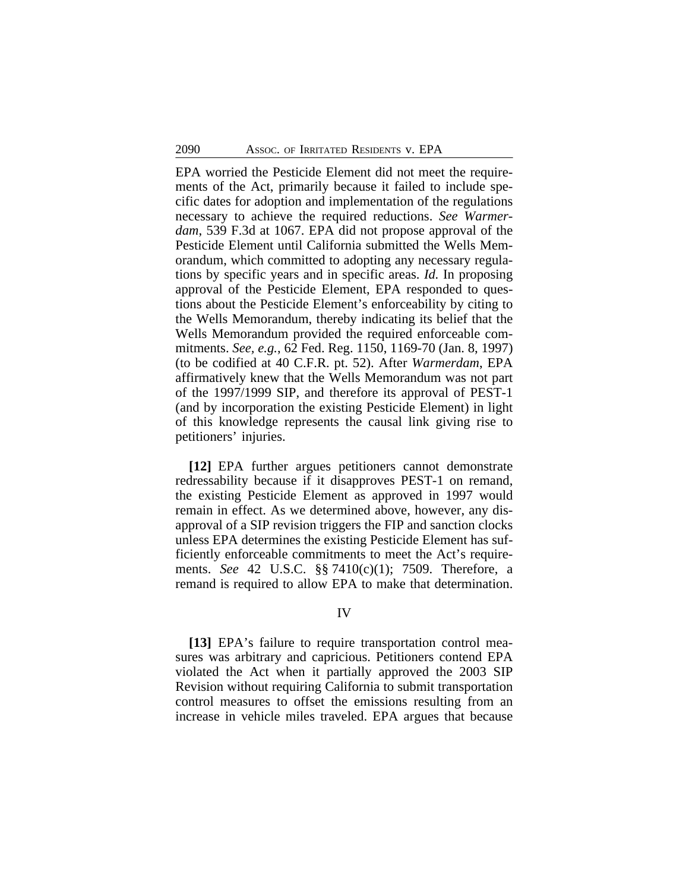EPA worried the Pesticide Element did not meet the requirements of the Act, primarily because it failed to include specific dates for adoption and implementation of the regulations necessary to achieve the required reductions. *See Warmerdam*, 539 F.3d at 1067. EPA did not propose approval of the Pesticide Element until California submitted the Wells Memorandum, which committed to adopting any necessary regulations by specific years and in specific areas. *Id.* In proposing approval of the Pesticide Element, EPA responded to questions about the Pesticide Element's enforceability by citing to the Wells Memorandum, thereby indicating its belief that the Wells Memorandum provided the required enforceable commitments. *See, e.g.*, 62 Fed. Reg. 1150, 1169-70 (Jan. 8, 1997) (to be codified at 40 C.F.R. pt. 52). After *Warmerdam*, EPA affirmatively knew that the Wells Memorandum was not part of the 1997/1999 SIP, and therefore its approval of PEST-1 (and by incorporation the existing Pesticide Element) in light of this knowledge represents the causal link giving rise to petitioners' injuries.

**[12]** EPA further argues petitioners cannot demonstrate redressability because if it disapproves PEST-1 on remand, the existing Pesticide Element as approved in 1997 would remain in effect. As we determined above, however, any disapproval of a SIP revision triggers the FIP and sanction clocks unless EPA determines the existing Pesticide Element has sufficiently enforceable commitments to meet the Act's requirements. *See* 42 U.S.C. §§ 7410(c)(1); 7509. Therefore, a remand is required to allow EPA to make that determination.

IV

**[13]** EPA's failure to require transportation control measures was arbitrary and capricious. Petitioners contend EPA violated the Act when it partially approved the 2003 SIP Revision without requiring California to submit transportation control measures to offset the emissions resulting from an increase in vehicle miles traveled. EPA argues that because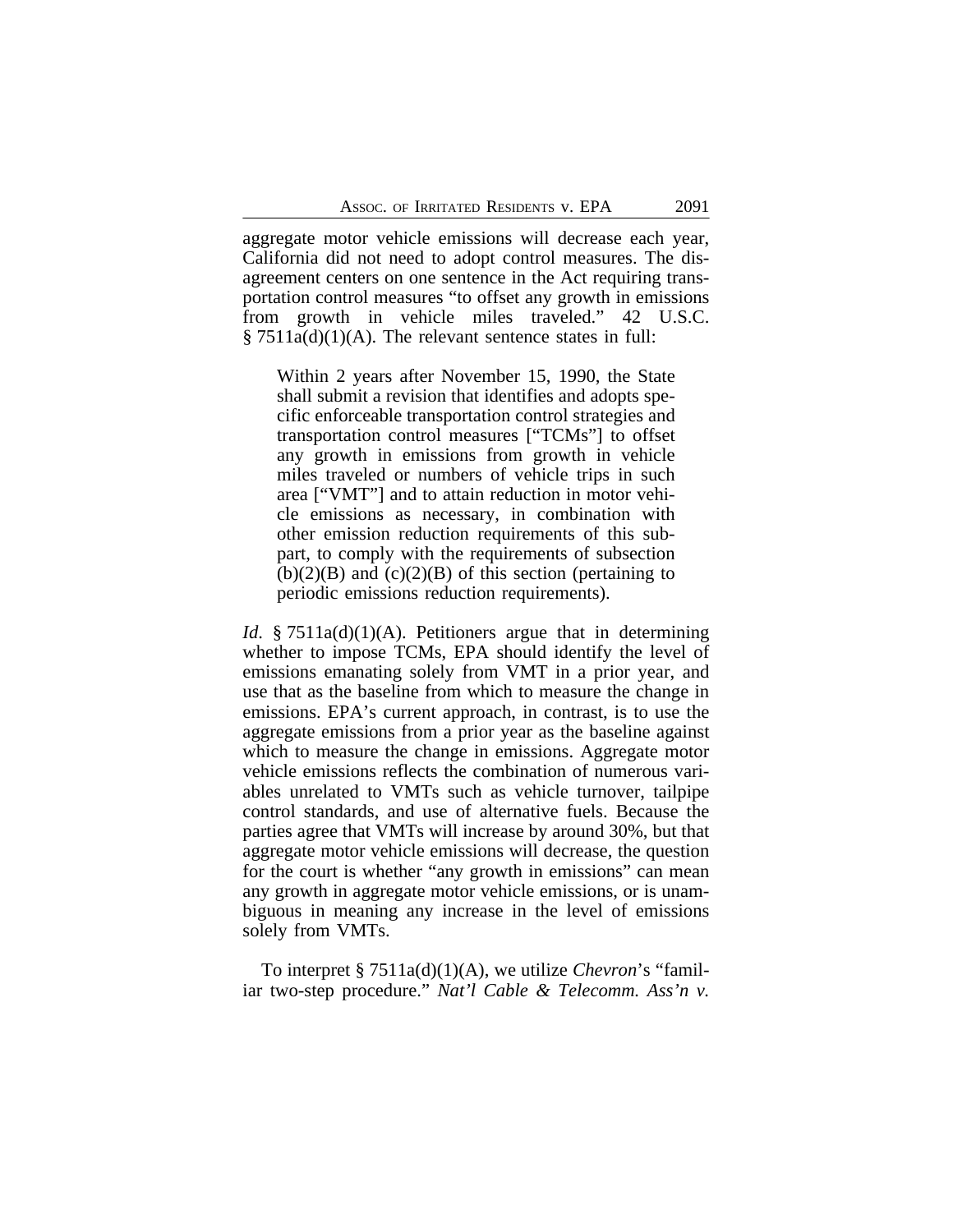aggregate motor vehicle emissions will decrease each year, California did not need to adopt control measures. The disagreement centers on one sentence in the Act requiring transportation control measures "to offset any growth in emissions from growth in vehicle miles traveled." 42 U.S.C. § 7511a(d)(1)(A). The relevant sentence states in full:

> Within 2 years after November 15, 1990, the State shall submit a revision that identifies and adopts specific enforceable transportation control strategies and transportation control measures ["TCMs"] to offset any growth in emissions from growth in vehicle miles traveled or numbers of vehicle trips in such area ["VMT"] and to attain reduction in motor vehicle emissions as necessary, in combination with other emission reduction requirements of this subpart, to comply with the requirements of subsection (b)(2)(B) and (c)(2)(B) of this section (pertaining to periodic emissions reduction requirements).

*Id.* § 7511a(d)(1)(A). Petitioners argue that in determining whether to impose TCMs, EPA should identify the level of emissions emanating solely from VMT in a prior year, and use that as the baseline from which to measure the change in emissions. EPA's current approach, in contrast, is to use the aggregate emissions from a prior year as the baseline against which to measure the change in emissions. Aggregate motor vehicle emissions reflects the combination of numerous variables unrelated to VMTs such as vehicle turnover, tailpipe control standards, and use of alternative fuels. Because the parties agree that VMTs will increase by around 30%, but that aggregate motor vehicle emissions will decrease, the question for the court is whether "any growth in emissions" can mean any growth in aggregate motor vehicle emissions, or is unambiguous in meaning any increase in the level of emissions solely from VMTs.

To interpret § 7511a(d)(1)(A), we utilize *Chevron*'s "familiar two-step procedure." *Nat'l Cable & Telecomm. Ass'n v.*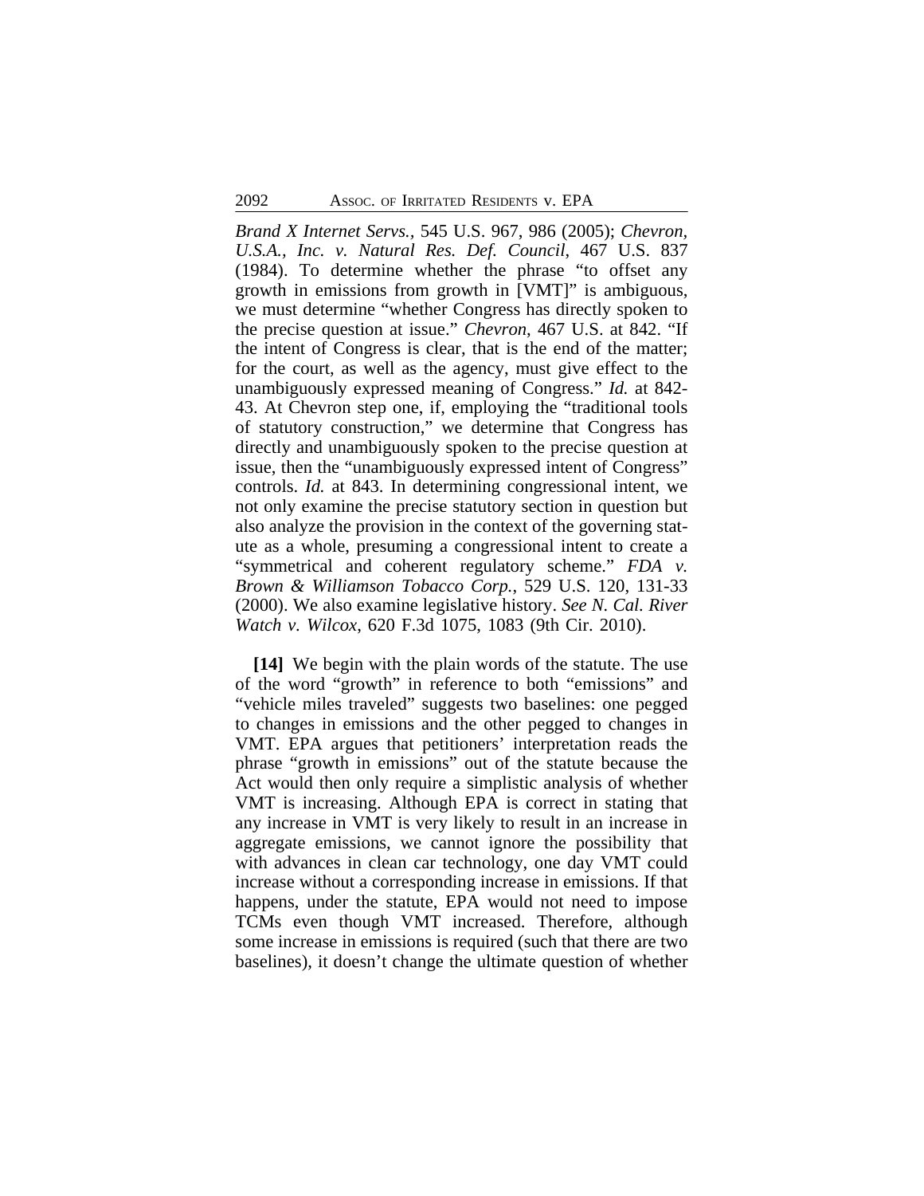*Brand X Internet Servs.*, 545 U.S. 967, 986 (2005); *Chevron, U.S.A., Inc. v. Natural Res. Def. Council*, 467 U.S. 837 (1984). To determine whether the phrase "to offset any growth in emissions from growth in [VMT]" is ambiguous, we must determine "whether Congress has directly spoken to the precise question at issue." *Chevron*, 467 U.S. at 842. "If the intent of Congress is clear, that is the end of the matter; for the court, as well as the agency, must give effect to the unambiguously expressed meaning of Congress." *Id.* at 842-43. At Chevron step one, if, employing the "traditional tools of statutory construction," we determine that Congress has directly and unambiguously spoken to the precise question at issue, then the "unambiguously expressed intent of Congress" controls. *Id.* at 843. In determining congressional intent, we not only examine the precise statutory section in question but also analyze the provision in the context of the governing statute as a whole, presuming a congressional intent to create a "symmetrical and coherent regulatory scheme." *FDA v. Brown & Williamson Tobacco Corp.*, 529 U.S. 120, 131-33 (2000). We also examine legislative history. *See N. Cal. River Watch v. Wilcox*, 620 F.3d 1075, 1083 (9th Cir. 2010).

**[14]** We begin with the plain words of the statute. The use of the word "growth" in reference to both "emissions" and "vehicle miles traveled" suggests two baselines: one pegged to changes in emissions and the other pegged to changes in VMT. EPA argues that petitioners' interpretation reads the phrase "growth in emissions" out of the statute because the Act would then only require a simplistic analysis of whether VMT is increasing. Although EPA is correct in stating that any increase in VMT is very likely to result in an increase in aggregate emissions, we cannot ignore the possibility that with advances in clean car technology, one day VMT could increase without a corresponding increase in emissions. If that happens, under the statute, EPA would not need to impose TCMs even though VMT increased. Therefore, although some increase in emissions is required (such that there are two baselines), it doesn't change the ultimate question of whether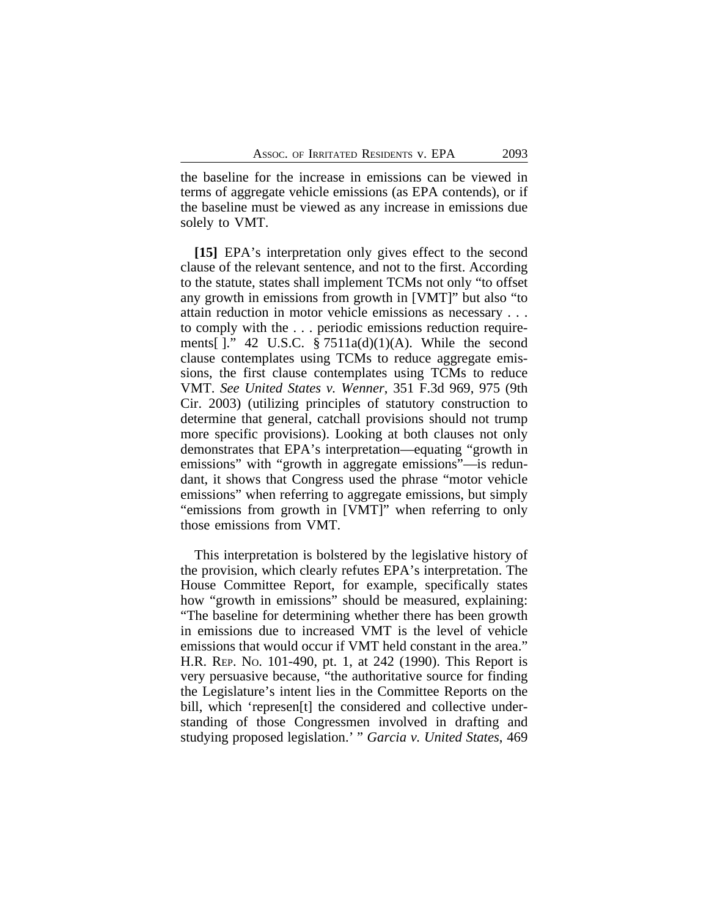the baseline for the increase in emissions can be viewed in terms of aggregate vehicle emissions (as EPA contends), or if the baseline must be viewed as any increase in emissions due solely to VMT.

**[15]** EPA's interpretation only gives effect to the second clause of the relevant sentence, and not to the first. According to the statute, states shall implement TCMs not only "to offset any growth in emissions from growth in [VMT]" but also "to attain reduction in motor vehicle emissions as necessary . . . to comply with the . . . periodic emissions reduction requirements[ ]." 42 U.S.C. § 7511a(d)(1)(A). While the second clause contemplates using TCMs to reduce aggregate emissions, the first clause contemplates using TCMs to reduce VMT. *See United States v. Wenner*, 351 F.3d 969, 975 (9th Cir. 2003) (utilizing principles of statutory construction to determine that general, catchall provisions should not trump more specific provisions). Looking at both clauses not only demonstrates that EPA's interpretation—equating "growth in emissions" with "growth in aggregate emissions"—is redundant, it shows that Congress used the phrase "motor vehicle emissions" when referring to aggregate emissions, but simply "emissions from growth in [VMT]" when referring to only those emissions from VMT.

This interpretation is bolstered by the legislative history of the provision, which clearly refutes EPA's interpretation. The House Committee Report, for example, specifically states how "growth in emissions" should be measured, explaining: "The baseline for determining whether there has been growth in emissions due to increased VMT is the level of vehicle emissions that would occur if VMT held constant in the area." H.R. Rep. No. 101-490, pt. 1, at 242 (1990). This Report is very persuasive because, "the authoritative source for finding the Legislature's intent lies in the Committee Reports on the bill, which 'represen[t] the considered and collective understanding of those Congressmen involved in drafting and studying proposed legislation.' " *Garcia v. United States*, 469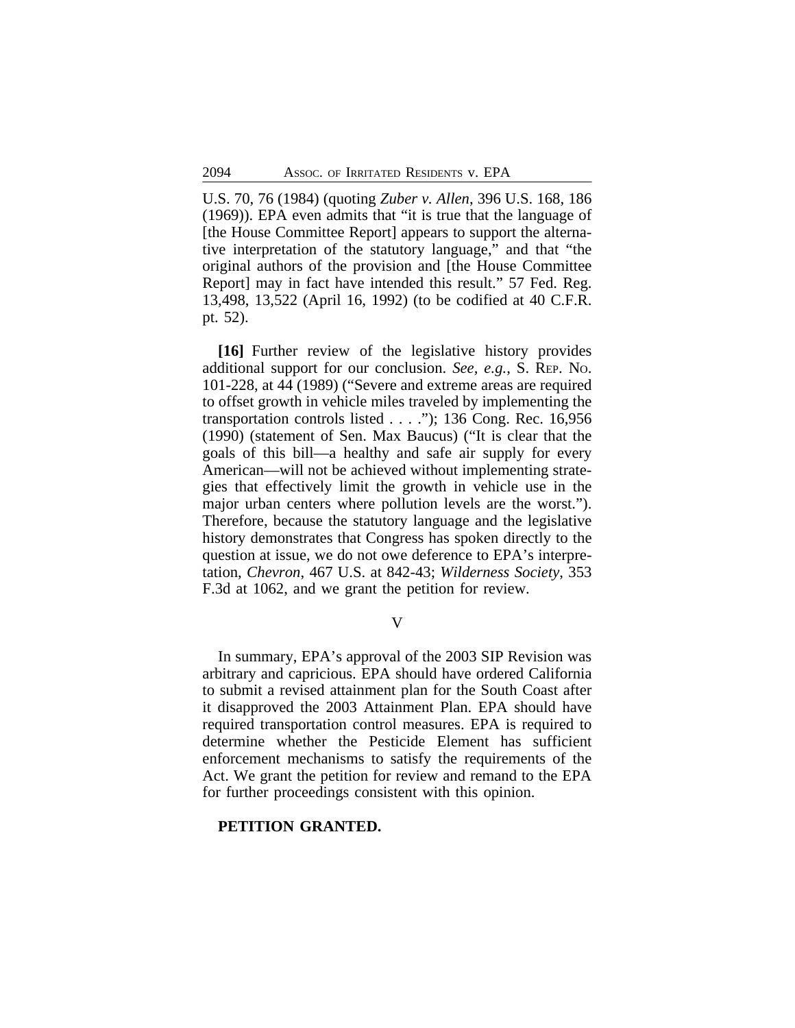U.S. 70, 76 (1984) (quoting *Zuber v. Allen*, 396 U.S. 168, 186 (1969)). EPA even admits that "it is true that the language of [the House Committee Report] appears to support the alternative interpretation of the statutory language," and that "the original authors of the provision and [the House Committee Report] may in fact have intended this result." 57 Fed. Reg. 13,498, 13,522 (April 16, 1992) (to be codified at 40 C.F.R. pt. 52).

**[16]** Further review of the legislative history provides additional support for our conclusion. *See, e.g.*, S. REP. NO. 101-228, at 44 (1989) ("Severe and extreme areas are required to offset growth in vehicle miles traveled by implementing the transportation controls listed . . . ."); 136 Cong. Rec. 16,956 (1990) (statement of Sen. Max Baucus) ("It is clear that the goals of this bill—a healthy and safe air supply for every American—will not be achieved without implementing strategies that effectively limit the growth in vehicle use in the major urban centers where pollution levels are the worst."). Therefore, because the statutory language and the legislative history demonstrates that Congress has spoken directly to the question at issue, we do not owe deference to EPA's interpretation, *Chevron*, 467 U.S. at 842-43; *Wilderness Society*, 353 F.3d at 1062, and we grant the petition for review.

## V

In summary, EPA's approval of the 2003 SIP Revision was arbitrary and capricious. EPA should have ordered California to submit a revised attainment plan for the South Coast after it disapproved the 2003 Attainment Plan. EPA should have required transportation control measures. EPA is required to determine whether the Pesticide Element has sufficient enforcement mechanisms to satisfy the requirements of the Act. We grant the petition for review and remand to the EPA for further proceedings consistent with this opinion.

**PETITION GRANTED.**